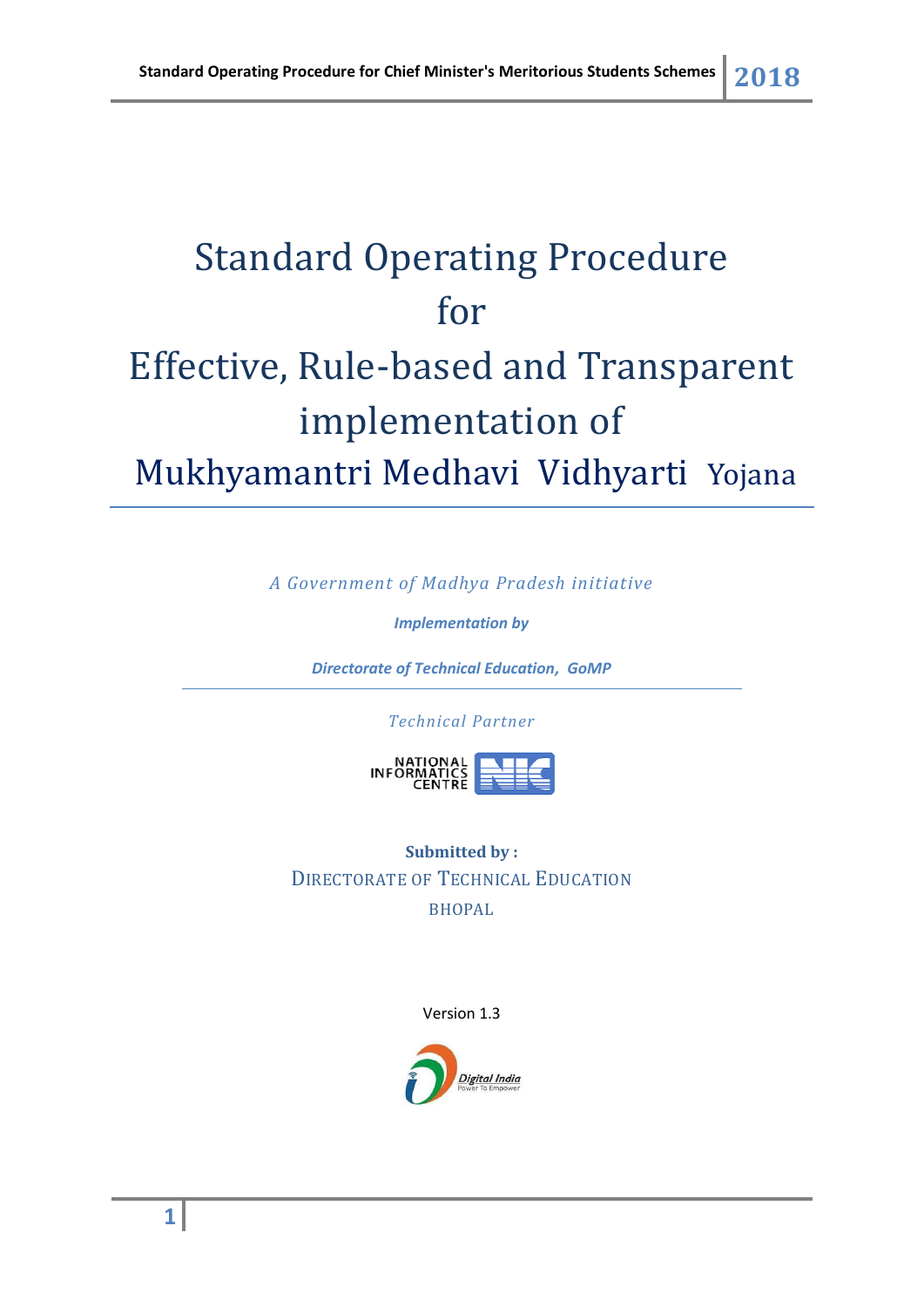# Standard Operating Procedure for Effective, Rule-based and Transparent implementation of Mukhyamantri Medhavi Vidhyarti Yojana

*A Government of Madhya Pradesh initiative*

***Implementation by***

***Directorate of Technical Education, GoMP***

*Technical Partner*

NATIONAL INFORMATICS CENTRE

**Submitted by :**

DIRECTORATE OF TECHNICAL EDUCATION

BHOPAL

Version 1.3

Digital India
Power To Empower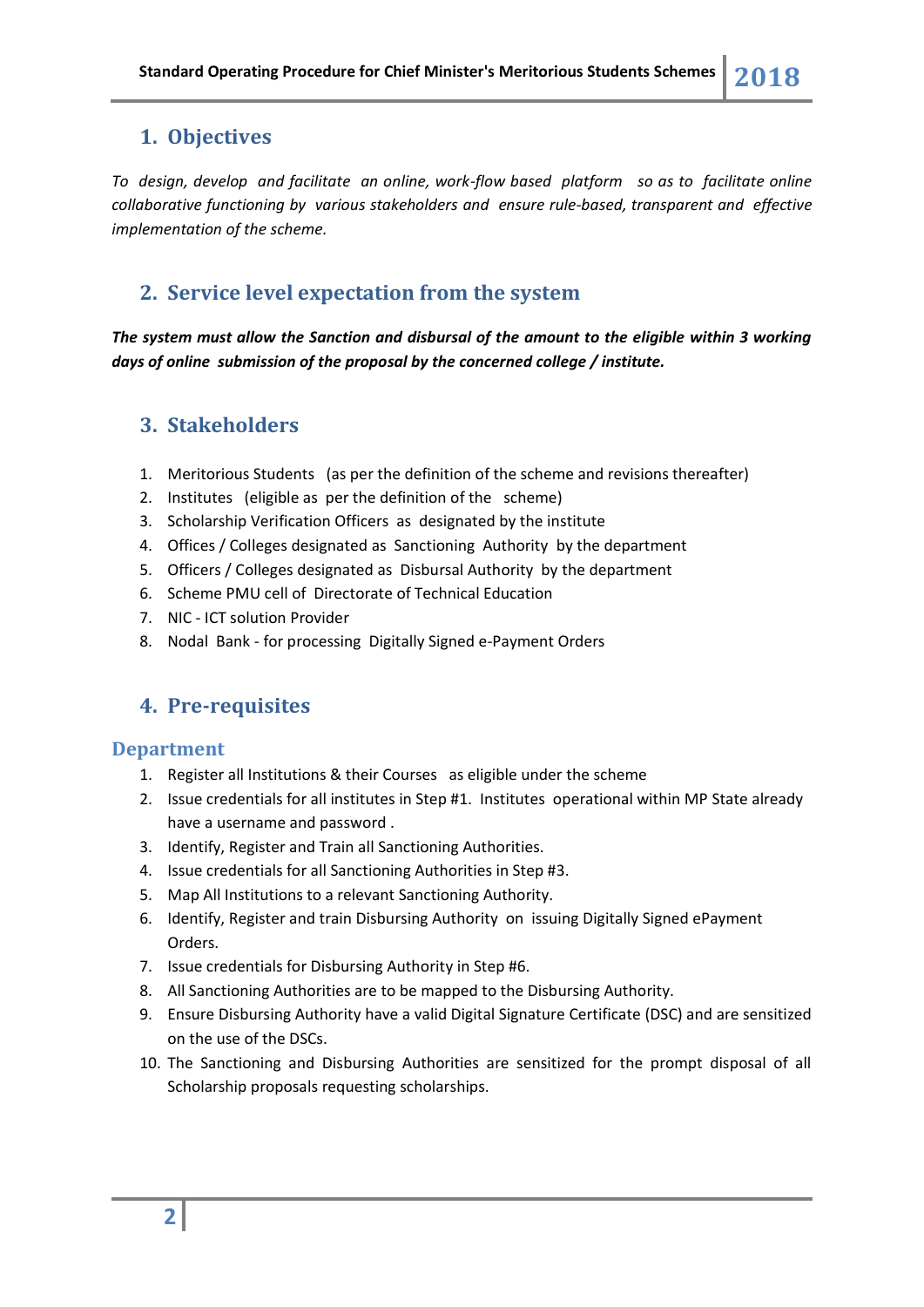## 1. Objectives

*To design, develop and facilitate an online, work-flow based platform so as to facilitate online collaborative functioning by various stakeholders and ensure rule-based, transparent and effective implementation of the scheme.*

## 2. Service level expectation from the system

***The system must allow the Sanction and disbursal of the amount to the eligible within 3 working days of online submission of the proposal by the concerned college / institute.***

## 3. Stakeholders

1. Meritorious Students (as per the definition of the scheme and revisions thereafter)
2. Institutes (eligible as per the definition of the scheme)
3. Scholarship Verification Officers as designated by the institute
4. Offices / Colleges designated as Sanctioning Authority by the department
5. Officers / Colleges designated as Disbursal Authority by the department
6. Scheme PMU cell of Directorate of Technical Education
7. NIC - ICT solution Provider
8. Nodal Bank - for processing Digitally Signed e-Payment Orders

## 4. Pre-requisites

### Department

1. Register all Institutions & their Courses as eligible under the scheme
2. Issue credentials for all institutes in Step #1. Institutes operational within MP State already have a username and password .
3. Identify, Register and Train all Sanctioning Authorities.
4. Issue credentials for all Sanctioning Authorities in Step #3.
5. Map All Institutions to a relevant Sanctioning Authority.
6. Identify, Register and train Disbursing Authority on issuing Digitally Signed ePayment Orders.
7. Issue credentials for Disbursing Authority in Step #6.
8. All Sanctioning Authorities are to be mapped to the Disbursing Authority.
9. Ensure Disbursing Authority have a valid Digital Signature Certificate (DSC) and are sensitized on the use of the DSCs.
10. The Sanctioning and Disbursing Authorities are sensitized for the prompt disposal of all Scholarship proposals requesting scholarships.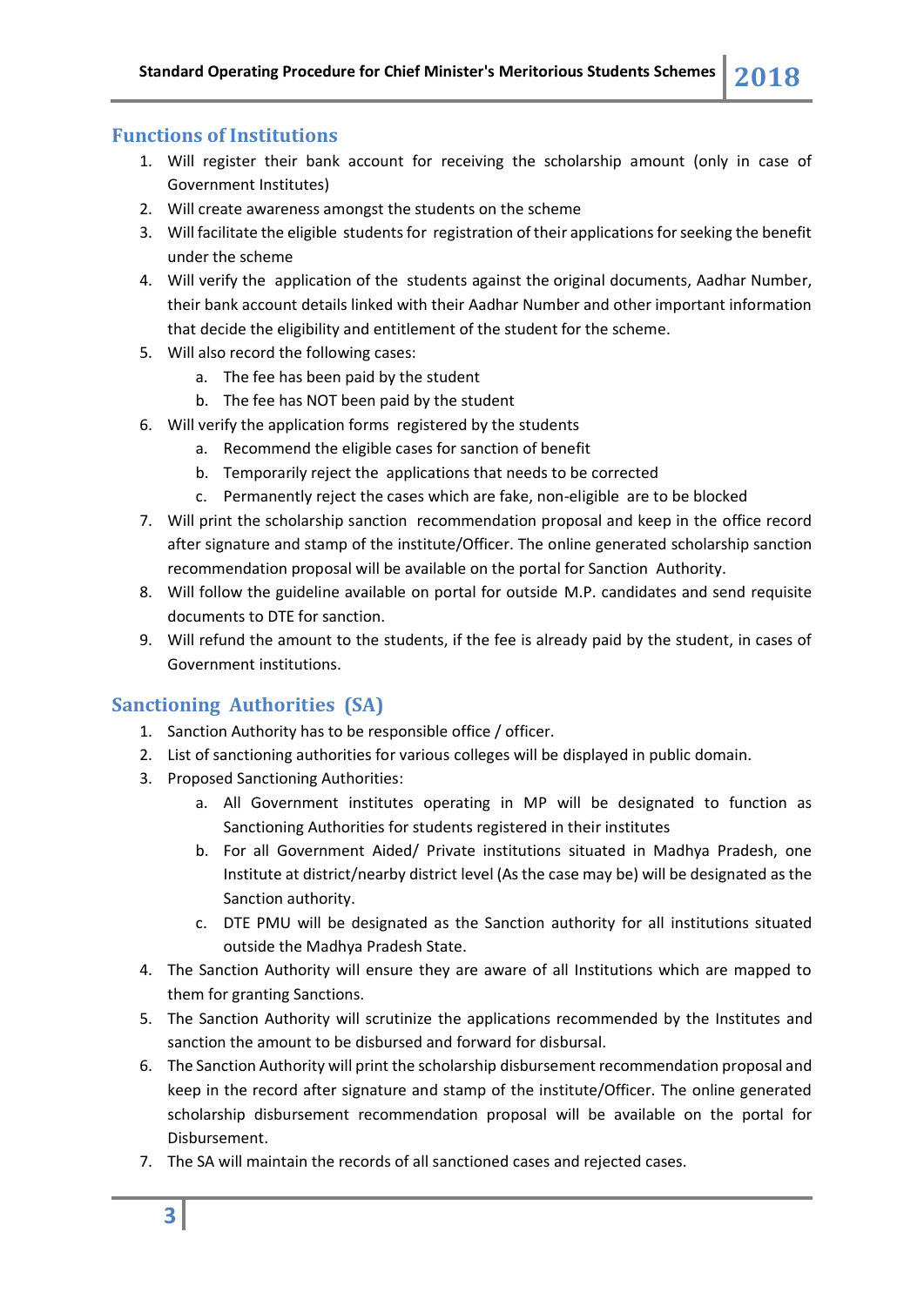## Functions of Institutions

1. Will register their bank account for receiving the scholarship amount (only in case of Government Institutes)
2. Will create awareness amongst the students on the scheme
3. Will facilitate the eligible students for registration of their applications for seeking the benefit under the scheme
4. Will verify the application of the students against the original documents, Aadhar Number, their bank account details linked with their Aadhar Number and other important information that decide the eligibility and entitlement of the student for the scheme.
5. Will also record the following cases:
   a. The fee has been paid by the student
   b. The fee has NOT been paid by the student
6. Will verify the application forms registered by the students
   a. Recommend the eligible cases for sanction of benefit
   b. Temporarily reject the applications that needs to be corrected
   c. Permanently reject the cases which are fake, non-eligible are to be blocked
7. Will print the scholarship sanction recommendation proposal and keep in the office record after signature and stamp of the institute/Officer. The online generated scholarship sanction recommendation proposal will be available on the portal for Sanction Authority.
8. Will follow the guideline available on portal for outside M.P. candidates and send requisite documents to DTE for sanction.
9. Will refund the amount to the students, if the fee is already paid by the student, in cases of Government institutions.

## Sanctioning Authorities (SA)

1. Sanction Authority has to be responsible office / officer.
2. List of sanctioning authorities for various colleges will be displayed in public domain.
3. Proposed Sanctioning Authorities:
   a. All Government institutes operating in MP will be designated to function as Sanctioning Authorities for students registered in their institutes
   b. For all Government Aided/ Private institutions situated in Madhya Pradesh, one Institute at district/nearby district level (As the case may be) will be designated as the Sanction authority.
   c. DTE PMU will be designated as the Sanction authority for all institutions situated outside the Madhya Pradesh State.
4. The Sanction Authority will ensure they are aware of all Institutions which are mapped to them for granting Sanctions.
5. The Sanction Authority will scrutinize the applications recommended by the Institutes and sanction the amount to be disbursed and forward for disbursal.
6. The Sanction Authority will print the scholarship disbursement recommendation proposal and keep in the record after signature and stamp of the institute/Officer. The online generated scholarship disbursement recommendation proposal will be available on the portal for Disbursement.
7. The SA will maintain the records of all sanctioned cases and rejected cases.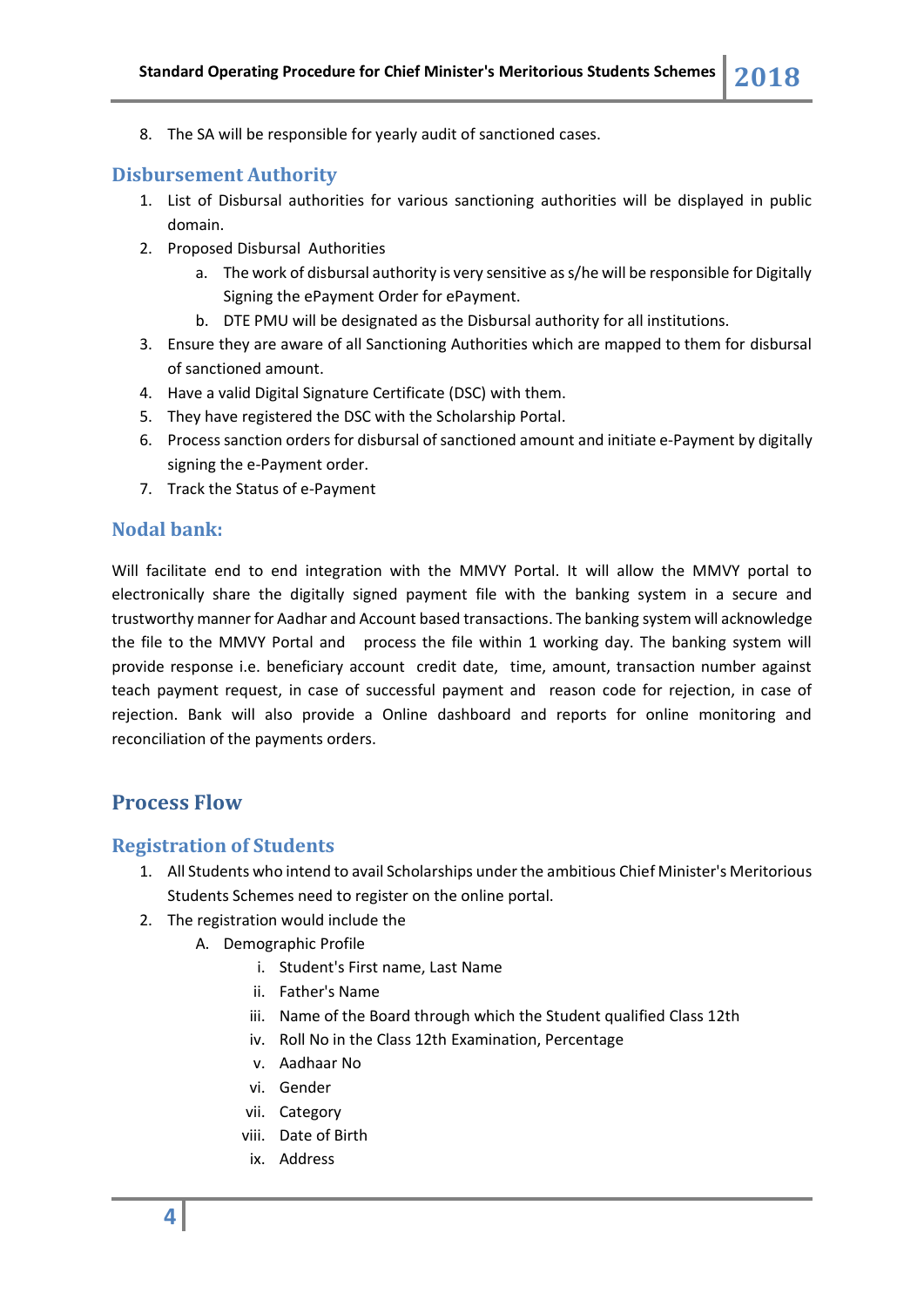8. The SA will be responsible for yearly audit of sanctioned cases.

## Disbursement Authority

1. List of Disbursal authorities for various sanctioning authorities will be displayed in public domain.
2. Proposed Disbursal Authorities
   a. The work of disbursal authority is very sensitive as s/he will be responsible for Digitally Signing the ePayment Order for ePayment.
   b. DTE PMU will be designated as the Disbursal authority for all institutions.
3. Ensure they are aware of all Sanctioning Authorities which are mapped to them for disbursal of sanctioned amount.
4. Have a valid Digital Signature Certificate (DSC) with them.
5. They have registered the DSC with the Scholarship Portal.
6. Process sanction orders for disbursal of sanctioned amount and initiate e-Payment by digitally signing the e-Payment order.
7. Track the Status of e-Payment

## Nodal bank:

Will facilitate end to end integration with the MMVY Portal. It will allow the MMVY portal to electronically share the digitally signed payment file with the banking system in a secure and trustworthy manner for Aadhar and Account based transactions. The banking system will acknowledge the file to the MMVY Portal and process the file within 1 working day. The banking system will provide response i.e. beneficiary account credit date, time, amount, transaction number against teach payment request, in case of successful payment and reason code for rejection, in case of rejection. Bank will also provide a Online dashboard and reports for online monitoring and reconciliation of the payments orders.

# Process Flow

## Registration of Students

1. All Students who intend to avail Scholarships under the ambitious Chief Minister's Meritorious Students Schemes need to register on the online portal.
2. The registration would include the
   A. Demographic Profile
      i. Student's First name, Last Name
      ii. Father's Name
      iii. Name of the Board through which the Student qualified Class 12th
      iv. Roll No in the Class 12th Examination, Percentage
      v. Aadhaar No
      vi. Gender
      vii. Category
      viii. Date of Birth
      ix. Address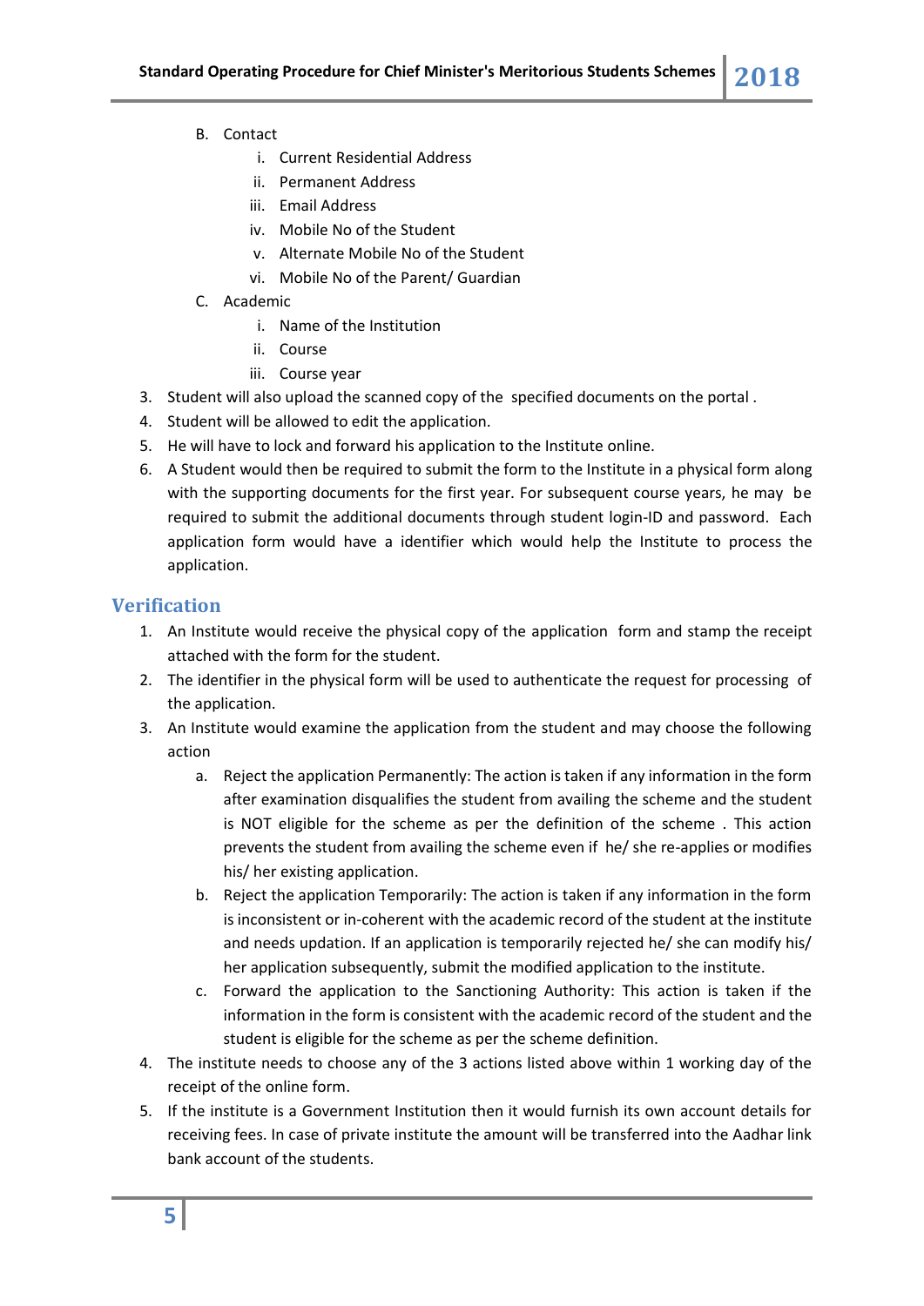B. Contact
   i. Current Residential Address
   ii. Permanent Address
   iii. Email Address
   iv. Mobile No of the Student
   v. Alternate Mobile No of the Student
   vi. Mobile No of the Parent/ Guardian

C. Academic
   i. Name of the Institution
   ii. Course
   iii. Course year

3. Student will also upload the scanned copy of the specified documents on the portal .
4. Student will be allowed to edit the application.
5. He will have to lock and forward his application to the Institute online.
6. A Student would then be required to submit the form to the Institute in a physical form along with the supporting documents for the first year. For subsequent course years, he may be required to submit the additional documents through student login-ID and password. Each application form would have a identifier which would help the Institute to process the application.

## Verification

1. An Institute would receive the physical copy of the application form and stamp the receipt attached with the form for the student.
2. The identifier in the physical form will be used to authenticate the request for processing of the application.
3. An Institute would examine the application from the student and may choose the following action
   a. Reject the application Permanently: The action is taken if any information in the form after examination disqualifies the student from availing the scheme and the student is NOT eligible for the scheme as per the definition of the scheme . This action prevents the student from availing the scheme even if he/ she re-applies or modifies his/ her existing application.
   b. Reject the application Temporarily: The action is taken if any information in the form is inconsistent or in-coherent with the academic record of the student at the institute and needs updation. If an application is temporarily rejected he/ she can modify his/ her application subsequently, submit the modified application to the institute.
   c. Forward the application to the Sanctioning Authority: This action is taken if the information in the form is consistent with the academic record of the student and the student is eligible for the scheme as per the scheme definition.
4. The institute needs to choose any of the 3 actions listed above within 1 working day of the receipt of the online form.
5. If the institute is a Government Institution then it would furnish its own account details for receiving fees. In case of private institute the amount will be transferred into the Aadhar link bank account of the students.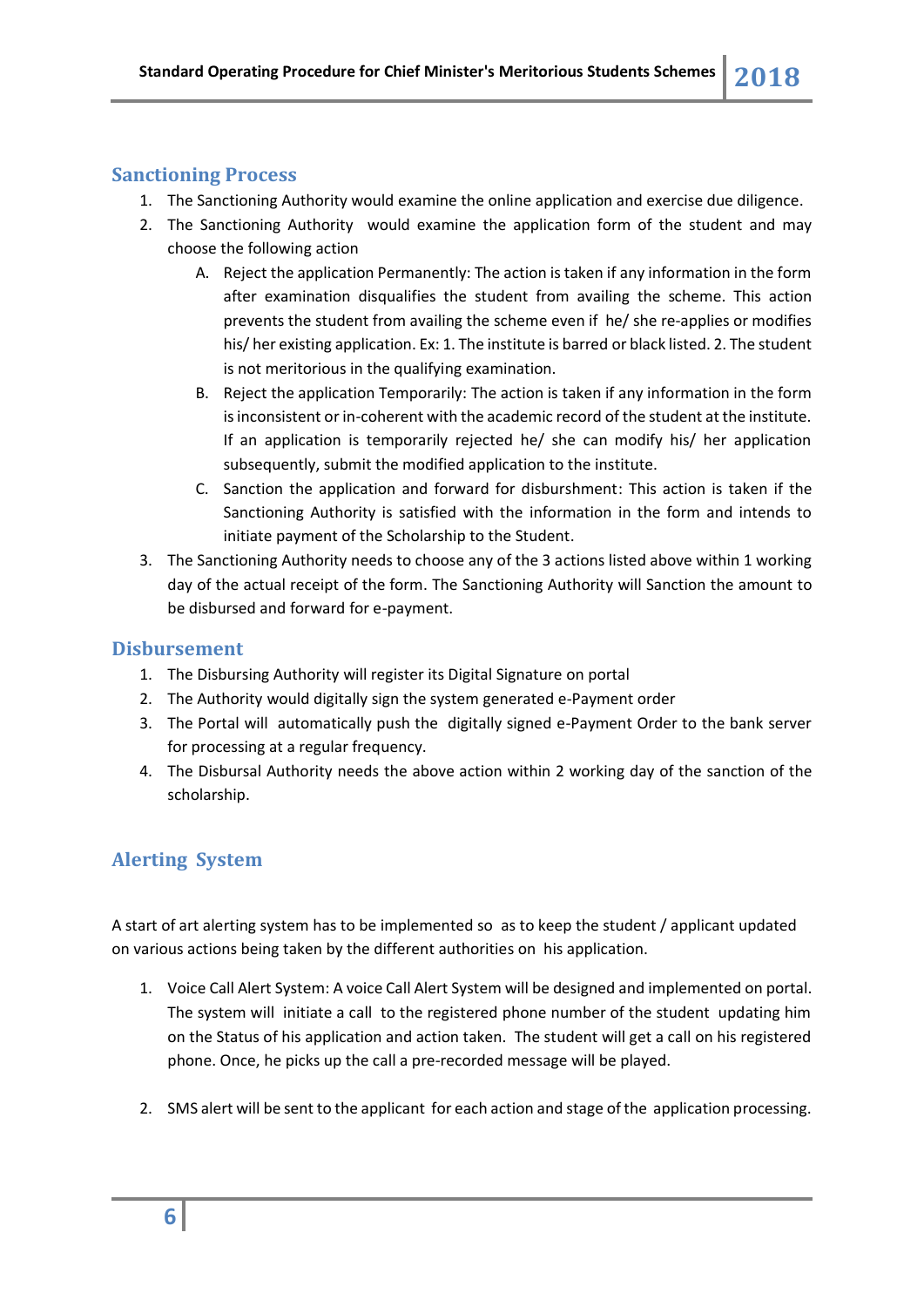## Sanctioning Process

1. The Sanctioning Authority would examine the online application and exercise due diligence.
2. The Sanctioning Authority would examine the application form of the student and may choose the following action
   A. Reject the application Permanently: The action is taken if any information in the form after examination disqualifies the student from availing the scheme. This action prevents the student from availing the scheme even if he/ she re-applies or modifies his/ her existing application. Ex: 1. The institute is barred or black listed. 2. The student is not meritorious in the qualifying examination.
   B. Reject the application Temporarily: The action is taken if any information in the form is inconsistent or in-coherent with the academic record of the student at the institute. If an application is temporarily rejected he/ she can modify his/ her application subsequently, submit the modified application to the institute.
   C. Sanction the application and forward for disburshment: This action is taken if the Sanctioning Authority is satisfied with the information in the form and intends to initiate payment of the Scholarship to the Student.
3. The Sanctioning Authority needs to choose any of the 3 actions listed above within 1 working day of the actual receipt of the form. The Sanctioning Authority will Sanction the amount to be disbursed and forward for e-payment.

## Disbursement

1. The Disbursing Authority will register its Digital Signature on portal
2. The Authority would digitally sign the system generated e-Payment order
3. The Portal will automatically push the digitally signed e-Payment Order to the bank server for processing at a regular frequency.
4. The Disbursal Authority needs the above action within 2 working day of the sanction of the scholarship.

## Alerting System

A start of art alerting system has to be implemented so as to keep the student / applicant updated on various actions being taken by the different authorities on his application.

1. Voice Call Alert System: A voice Call Alert System will be designed and implemented on portal. The system will initiate a call to the registered phone number of the student updating him on the Status of his application and action taken. The student will get a call on his registered phone. Once, he picks up the call a pre-recorded message will be played.

2. SMS alert will be sent to the applicant for each action and stage of the application processing.